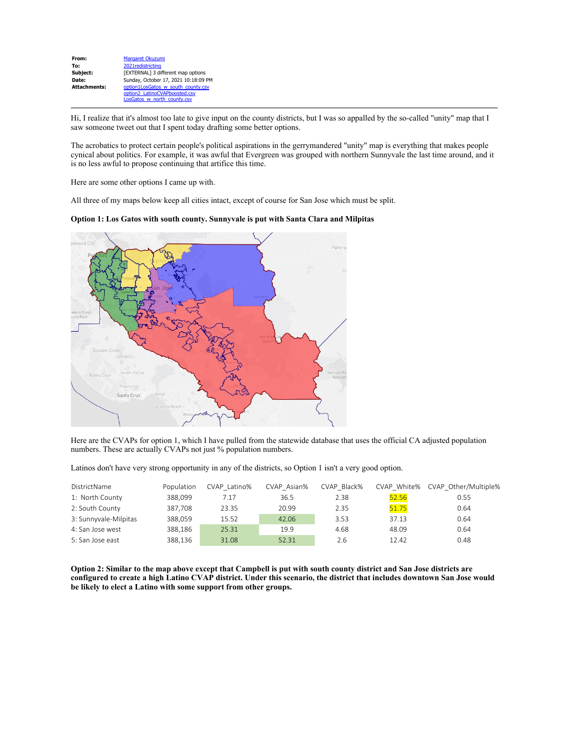| | |
|---|---|
| **From:** | Margaret Okuzumi |
| **To:** | 2021redistricting |
| **Subject:** | [EXTERNAL] 3 different map options |
| **Date:** | Sunday, October 17, 2021 10:18:09 PM |
| **Attachments:** | option1LosGatos_w_south_county.csv<br>option2_LatinoCVAPboosted.csv<br>LosGatos_w_north_county.csv |

Hi, I realize that it's almost too late to give input on the county districts, but I was so appalled by the so-called "unity" map that I saw someone tweet out that I spent today drafting some better options.

The acrobatics to protect certain people's political aspirations in the gerrymandered "unity" map is everything that makes people cynical about politics. For example, it was awful that Evergreen was grouped with northern Sunnyvale the last time around, and it is no less awful to propose continuing that artifice this time.

Here are some other options I came up with.

All three of my maps below keep all cities intact, except of course for San Jose which must be split.

**Option 1: Los Gatos with south county. Sunnyvale is put with Santa Clara and Milpitas**

Here are the CVAPs for option 1, which I have pulled from the statewide database that uses the official CA adjusted population numbers. These are actually CVAPs not just % population numbers.

Latinos don't have very strong opportunity in any of the districts, so Option 1 isn't a very good option.

| DistrictName | Population | CVAP_Latino% | CVAP_Asian% | CVAP_Black% | CVAP_White% | CVAP_Other/Multiple% |
|---|---|---|---|---|---|---|
| 1: North County | 388,099 | 7.17 | 36.5 | 2.38 | 52.56 | 0.55 |
| 2: South County | 387,708 | 23.35 | 20.99 | 2.35 | 51.75 | 0.64 |
| 3: Sunnyvale-Milpitas | 388,059 | 15.52 | 42.06 | 3.53 | 37.13 | 0.64 |
| 4: San Jose west | 388,186 | 25.31 | 19.9 | 4.68 | 48.09 | 0.64 |
| 5: San Jose east | 388,136 | 31.08 | 52.31 | 2.6 | 12.42 | 0.48 |

**Option 2: Similar to the map above except that Campbell is put with south county district and San Jose districts are configured to create a high Latino CVAP district. Under this scenario, the district that includes downtown San Jose would be likely to elect a Latino with some support from other groups.**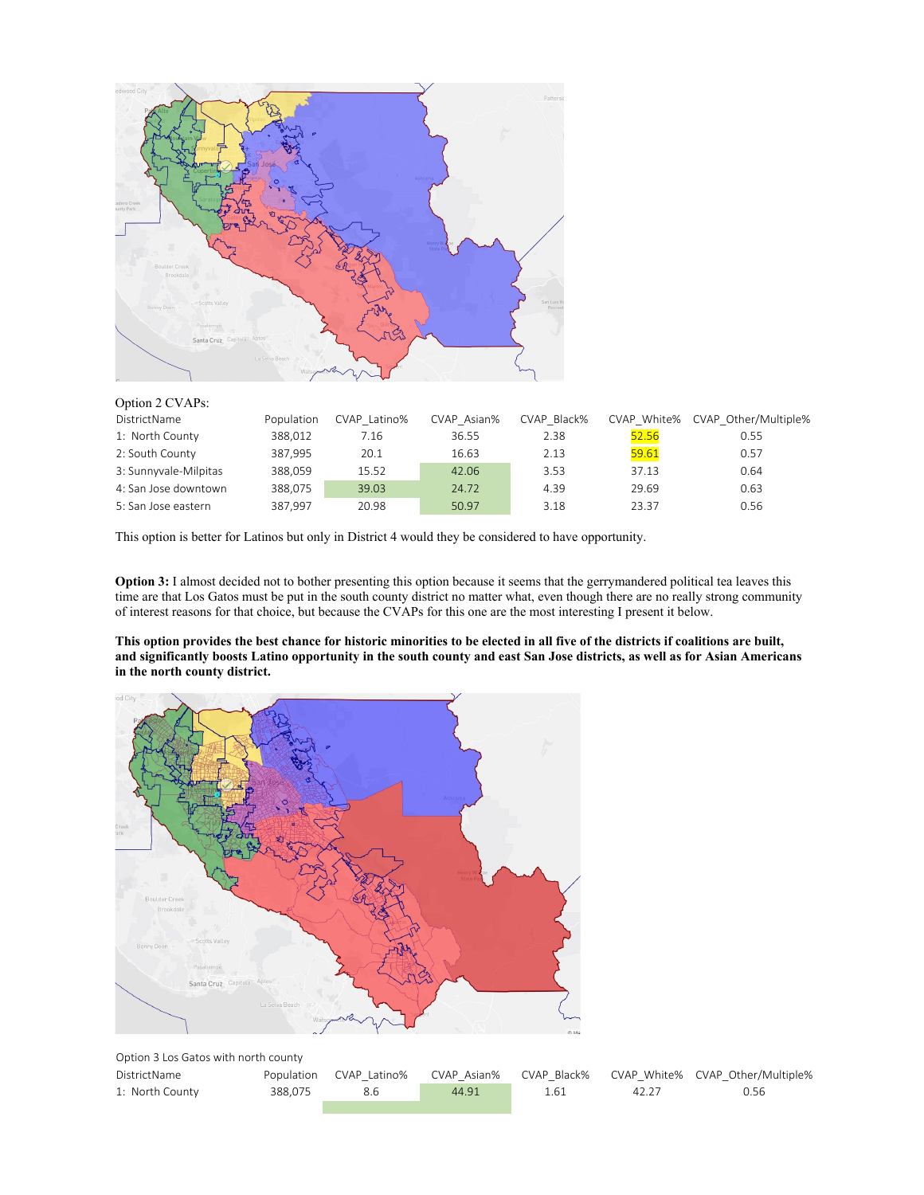Option 2 CVAPs:

| DistrictName | Population | CVAP_Latino% | CVAP_Asian% | CVAP_Black% | CVAP_White% | CVAP_Other/Multiple% |
|---|---|---|---|---|---|---|
| 1: North County | 388,012 | 7.16 | 36.55 | 2.38 | 52.56 | 0.55 |
| 2: South County | 387,995 | 20.1 | 16.63 | 2.13 | 59.61 | 0.57 |
| 3: Sunnyvale-Milpitas | 388,059 | 15.52 | 42.06 | 3.53 | 37.13 | 0.64 |
| 4: San Jose downtown | 388,075 | 39.03 | 24.72 | 4.39 | 29.69 | 0.63 |
| 5: San Jose eastern | 387,997 | 20.98 | 50.97 | 3.18 | 23.37 | 0.56 |

This option is better for Latinos but only in District 4 would they be considered to have opportunity.

**Option 3:** I almost decided not to bother presenting this option because it seems that the gerrymandered political tea leaves this time are that Los Gatos must be put in the south county district no matter what, even though there are no really strong community of interest reasons for that choice, but because the CVAPs for this one are the most interesting I present it below.

**This option provides the best chance for historic minorities to be elected in all five of the districts if coalitions are built, and significantly boosts Latino opportunity in the south county and east San Jose districts, as well as for Asian Americans in the north county district.**

Option 3 Los Gatos with north county

| DistrictName | Population | CVAP_Latino% | CVAP_Asian% | CVAP_Black% | CVAP_White% | CVAP_Other/Multiple% |
|---|---|---|---|---|---|---|
| 1: North County | 388,075 | 8.6 | 44.91 | 1.61 | 42.27 | 0.56 |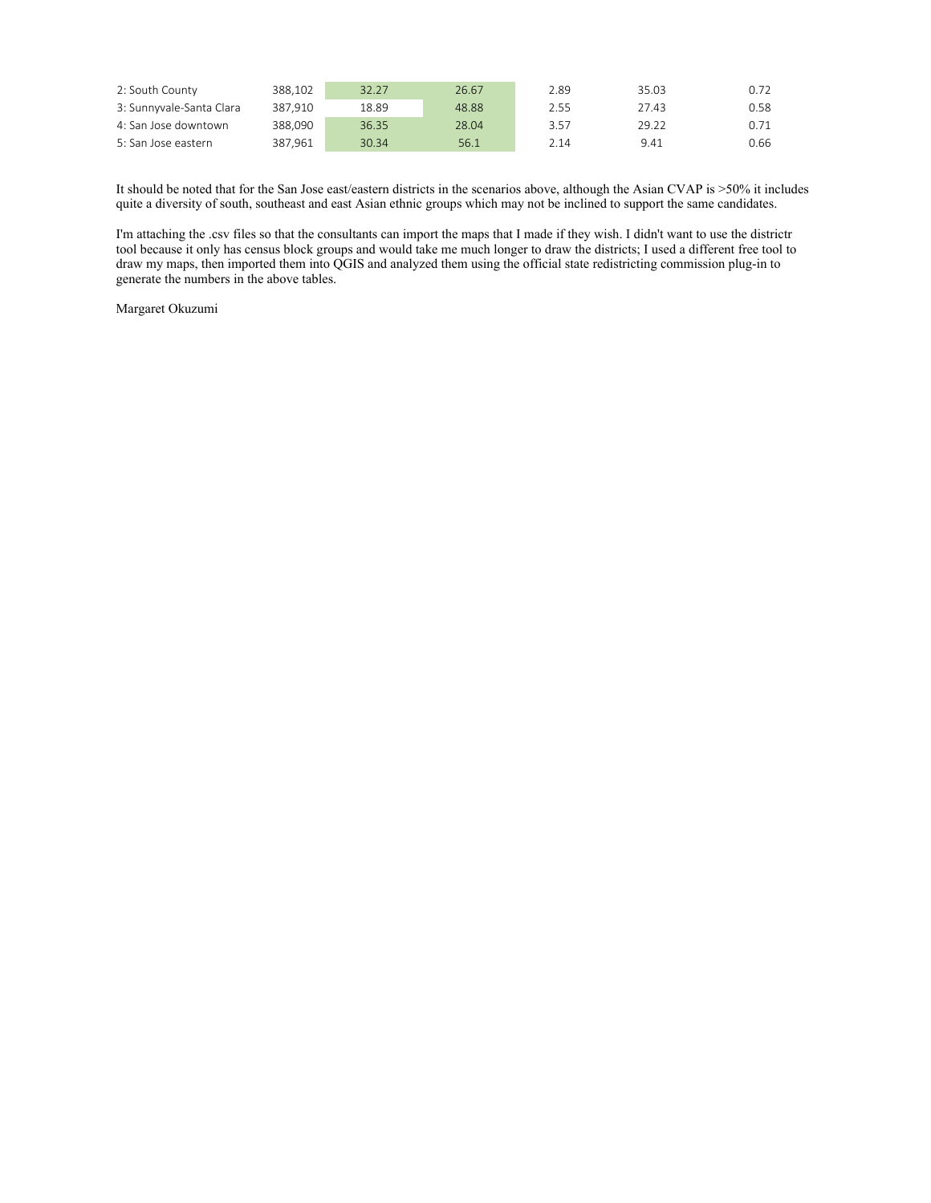| | | | | | | |
|---|---|---|---|---|---|---|
| 2: South County | 388,102 | 32.27 | 26.67 | 2.89 | 35.03 | 0.72 |
| 3: Sunnyvale-Santa Clara | 387,910 | 18.89 | 48.88 | 2.55 | 27.43 | 0.58 |
| 4: San Jose downtown | 388,090 | 36.35 | 28.04 | 3.57 | 29.22 | 0.71 |
| 5: San Jose eastern | 387,961 | 30.34 | 56.1 | 2.14 | 9.41 | 0.66 |

It should be noted that for the San Jose east/eastern districts in the scenarios above, although the Asian CVAP is >50% it includes quite a diversity of south, southeast and east Asian ethnic groups which may not be inclined to support the same candidates.

I'm attaching the .csv files so that the consultants can import the maps that I made if they wish. I didn't want to use the districtr tool because it only has census block groups and would take me much longer to draw the districts; I used a different free tool to draw my maps, then imported them into QGIS and analyzed them using the official state redistricting commission plug-in to generate the numbers in the above tables.

Margaret Okuzumi